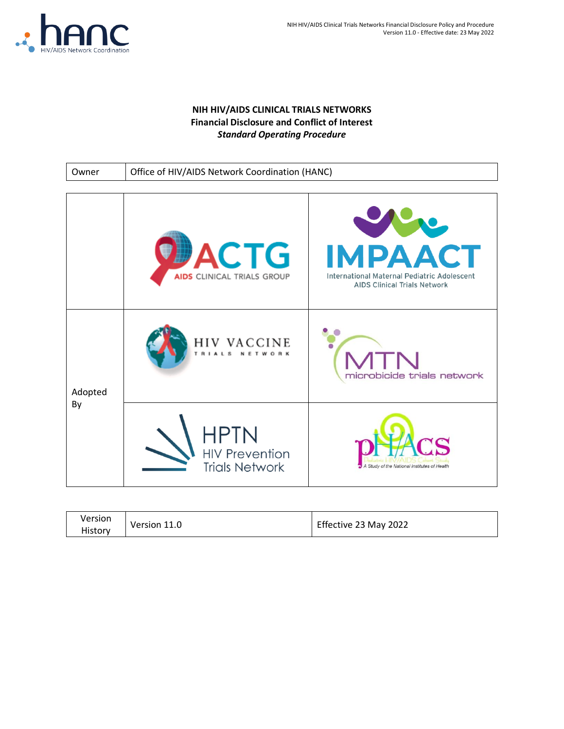**NIH HIV/AIDS CLINICAL TRIALS NETWORKS**
**Financial Disclosure and Conflict of Interest**
***Standard Operating Procedure***

| | |
|---|---|
| Owner | Office of HIV/AIDS Network Coordination (HANC) |

| | | |
|---|---|---|
| Adopted By | ACTG AIDS CLINICAL TRIALS GROUP | IMPAACT International Maternal Pediatric Adolescent AIDS Clinical Trials Network |
| | HIV VACCINE TRIALS NETWORK | MTN microbicide trials network |
| | HPTN HIV Prevention Trials Network | PHACS Pediatric HIV/AIDS Cohort Study A Study of the National Institutes of Health |

| | | |
|---|---|---|
| Version History | Version 11.0 | Effective 23 May 2022 |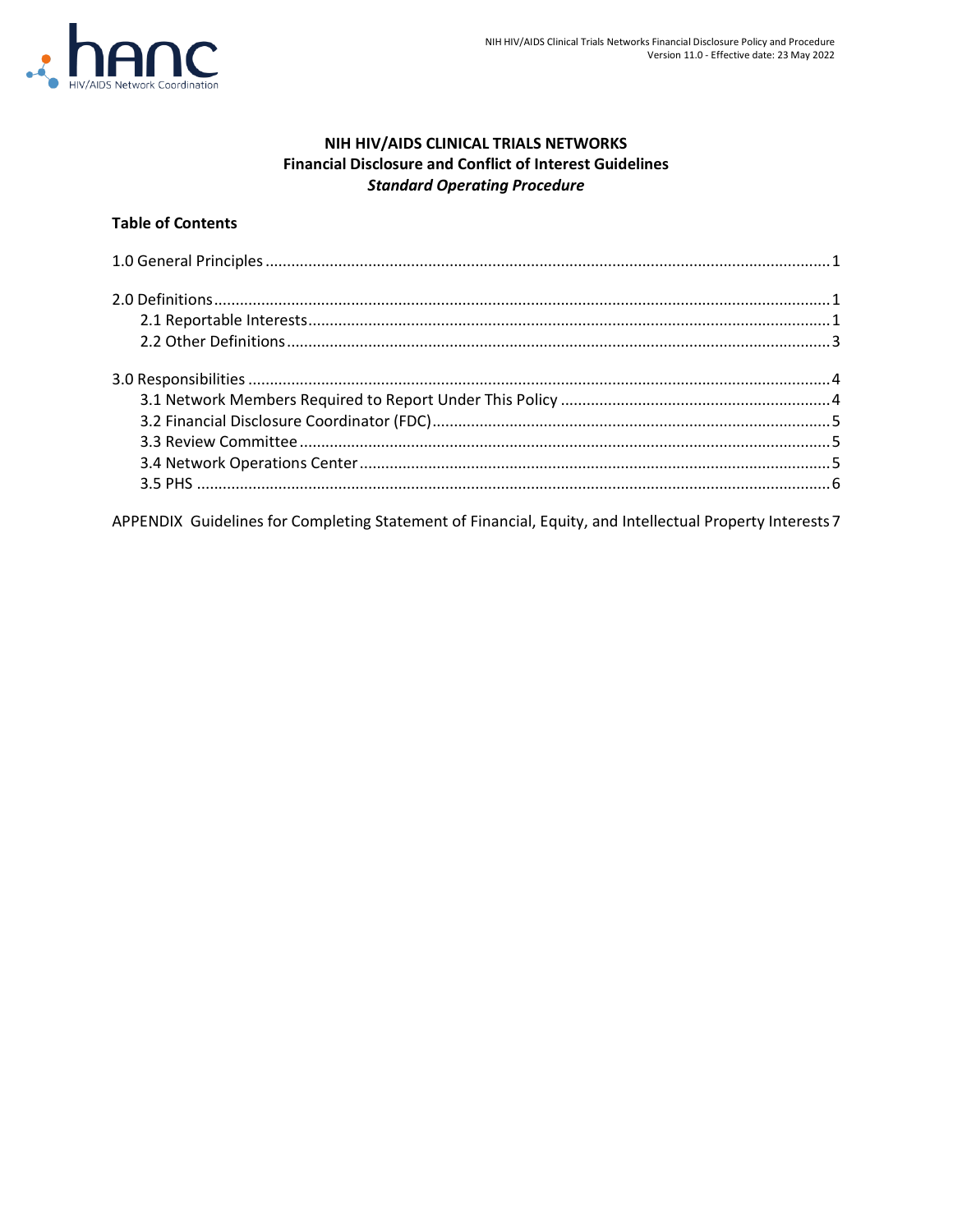# NIH HIV/AIDS CLINICAL TRIALS NETWORKS
## Financial Disclosure and Conflict of Interest Guidelines
### *Standard Operating Procedure*

**Table of Contents**

1.0 General Principles ........................................ 1

2.0 Definitions ........................................ 1
- 2.1 Reportable Interests ........................................ 1
- 2.2 Other Definitions ........................................ 3

3.0 Responsibilities ........................................ 4
- 3.1 Network Members Required to Report Under This Policy ........................................ 4
- 3.2 Financial Disclosure Coordinator (FDC) ........................................ 5
- 3.3 Review Committee ........................................ 5
- 3.4 Network Operations Center ........................................ 5
- 3.5 PHS ........................................ 6

APPENDIX Guidelines for Completing Statement of Financial, Equity, and Intellectual Property Interests 7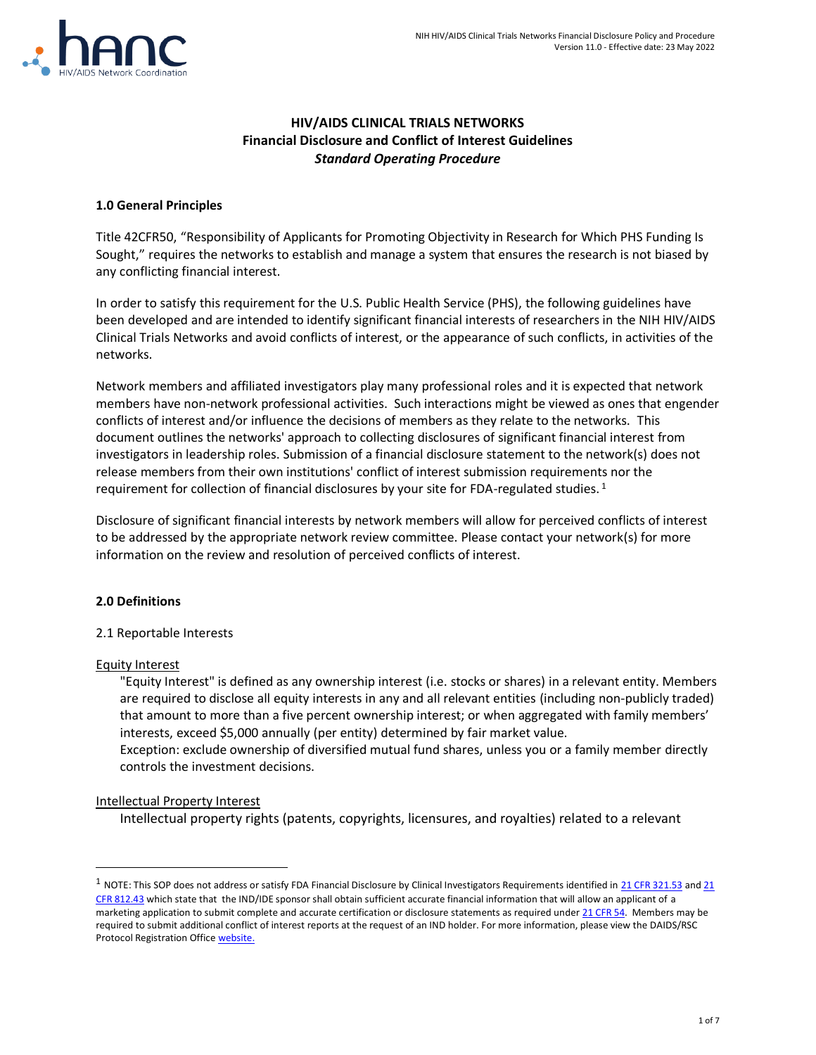# HIV/AIDS CLINICAL TRIALS NETWORKS
## Financial Disclosure and Conflict of Interest Guidelines
### *Standard Operating Procedure*

**1.0 General Principles**

Title 42CFR50, "Responsibility of Applicants for Promoting Objectivity in Research for Which PHS Funding Is Sought," requires the networks to establish and manage a system that ensures the research is not biased by any conflicting financial interest.

In order to satisfy this requirement for the U.S. Public Health Service (PHS), the following guidelines have been developed and are intended to identify significant financial interests of researchers in the NIH HIV/AIDS Clinical Trials Networks and avoid conflicts of interest, or the appearance of such conflicts, in activities of the networks.

Network members and affiliated investigators play many professional roles and it is expected that network members have non-network professional activities. Such interactions might be viewed as ones that engender conflicts of interest and/or influence the decisions of members as they relate to the networks. This document outlines the networks' approach to collecting disclosures of significant financial interest from investigators in leadership roles. Submission of a financial disclosure statement to the network(s) does not release members from their own institutions' conflict of interest submission requirements nor the requirement for collection of financial disclosures by your site for FDA-regulated studies.[1]

Disclosure of significant financial interests by network members will allow for perceived conflicts of interest to be addressed by the appropriate network review committee. Please contact your network(s) for more information on the review and resolution of perceived conflicts of interest.

**2.0 Definitions**

2.1 Reportable Interests

Equity Interest

"Equity Interest" is defined as any ownership interest (i.e. stocks or shares) in a relevant entity. Members are required to disclose all equity interests in any and all relevant entities (including non-publicly traded) that amount to more than a five percent ownership interest; or when aggregated with family members' interests, exceed $5,000 annually (per entity) determined by fair market value.
Exception: exclude ownership of diversified mutual fund shares, unless you or a family member directly controls the investment decisions.

Intellectual Property Interest

Intellectual property rights (patents, copyrights, licensures, and royalties) related to a relevant

[1] NOTE: This SOP does not address or satisfy FDA Financial Disclosure by Clinical Investigators Requirements identified in 21 CFR 321.53 and 21 CFR 812.43 which state that the IND/IDE sponsor shall obtain sufficient accurate financial information that will allow an applicant of a marketing application to submit complete and accurate certification or disclosure statements as required under 21 CFR 54. Members may be required to submit additional conflict of interest reports at the request of an IND holder. For more information, please view the DAIDS/RSC Protocol Registration Office website.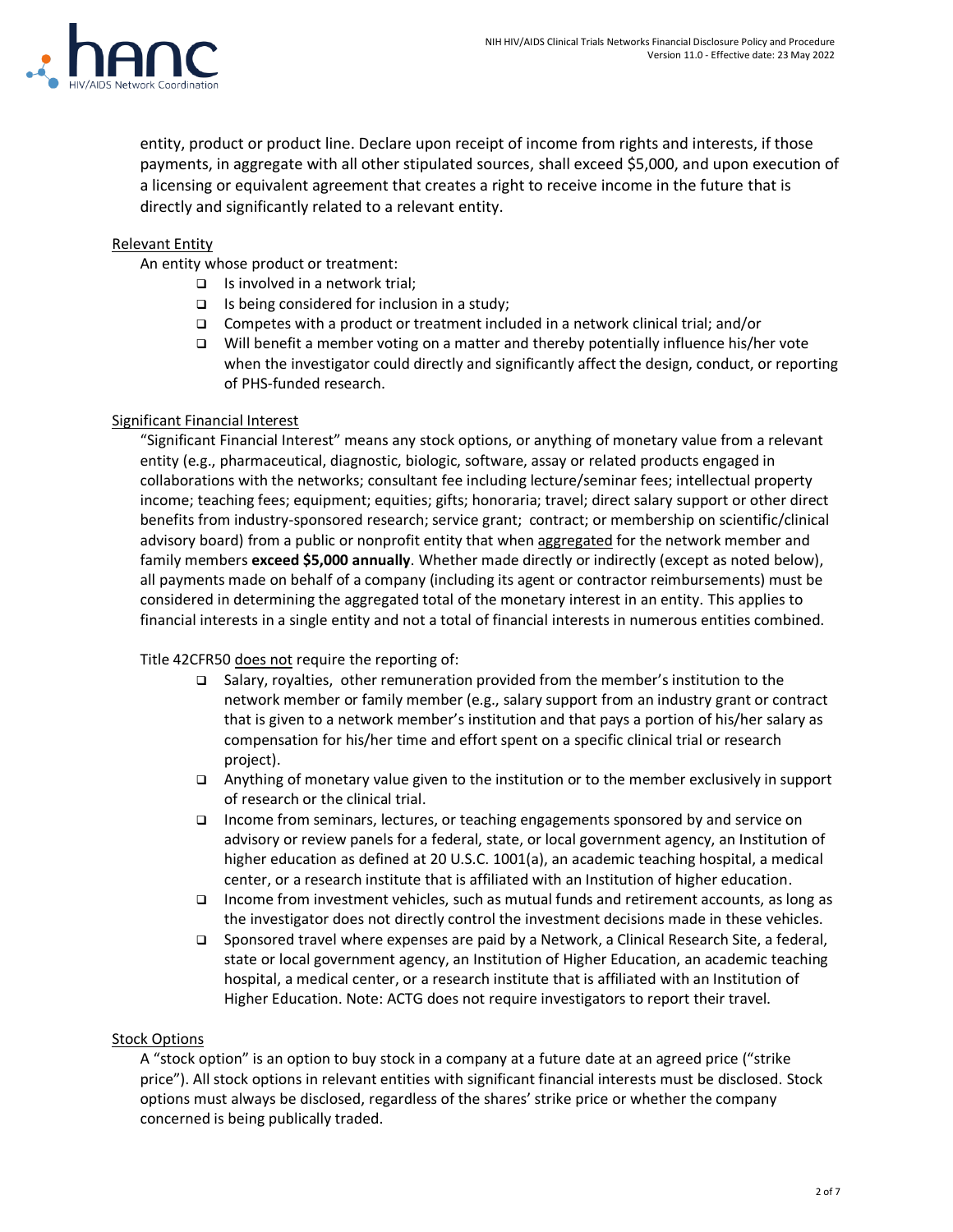entity, product or product line. Declare upon receipt of income from rights and interests, if those payments, in aggregate with all other stipulated sources, shall exceed $5,000, and upon execution of a licensing or equivalent agreement that creates a right to receive income in the future that is directly and significantly related to a relevant entity.

Relevant Entity

An entity whose product or treatment:

- Is involved in a network trial;
- Is being considered for inclusion in a study;
- Competes with a product or treatment included in a network clinical trial; and/or
- Will benefit a member voting on a matter and thereby potentially influence his/her vote when the investigator could directly and significantly affect the design, conduct, or reporting of PHS-funded research.

Significant Financial Interest

"Significant Financial Interest" means any stock options, or anything of monetary value from a relevant entity (e.g., pharmaceutical, diagnostic, biologic, software, assay or related products engaged in collaborations with the networks; consultant fee including lecture/seminar fees; intellectual property income; teaching fees; equipment; equities; gifts; honoraria; travel; direct salary support or other direct benefits from industry-sponsored research; service grant; contract; or membership on scientific/clinical advisory board) from a public or nonprofit entity that when aggregated for the network member and family members **exceed $5,000 annually**. Whether made directly or indirectly (except as noted below), all payments made on behalf of a company (including its agent or contractor reimbursements) must be considered in determining the aggregated total of the monetary interest in an entity. This applies to financial interests in a single entity and not a total of financial interests in numerous entities combined.

Title 42CFR50 does not require the reporting of:

- Salary, royalties, other remuneration provided from the member's institution to the network member or family member (e.g., salary support from an industry grant or contract that is given to a network member's institution and that pays a portion of his/her salary as compensation for his/her time and effort spent on a specific clinical trial or research project).
- Anything of monetary value given to the institution or to the member exclusively in support of research or the clinical trial.
- Income from seminars, lectures, or teaching engagements sponsored by and service on advisory or review panels for a federal, state, or local government agency, an Institution of higher education as defined at 20 U.S.C. 1001(a), an academic teaching hospital, a medical center, or a research institute that is affiliated with an Institution of higher education.
- Income from investment vehicles, such as mutual funds and retirement accounts, as long as the investigator does not directly control the investment decisions made in these vehicles.
- Sponsored travel where expenses are paid by a Network, a Clinical Research Site, a federal, state or local government agency, an Institution of Higher Education, an academic teaching hospital, a medical center, or a research institute that is affiliated with an Institution of Higher Education. Note: ACTG does not require investigators to report their travel.

Stock Options

A "stock option" is an option to buy stock in a company at a future date at an agreed price ("strike price"). All stock options in relevant entities with significant financial interests must be disclosed. Stock options must always be disclosed, regardless of the shares' strike price or whether the company concerned is being publically traded.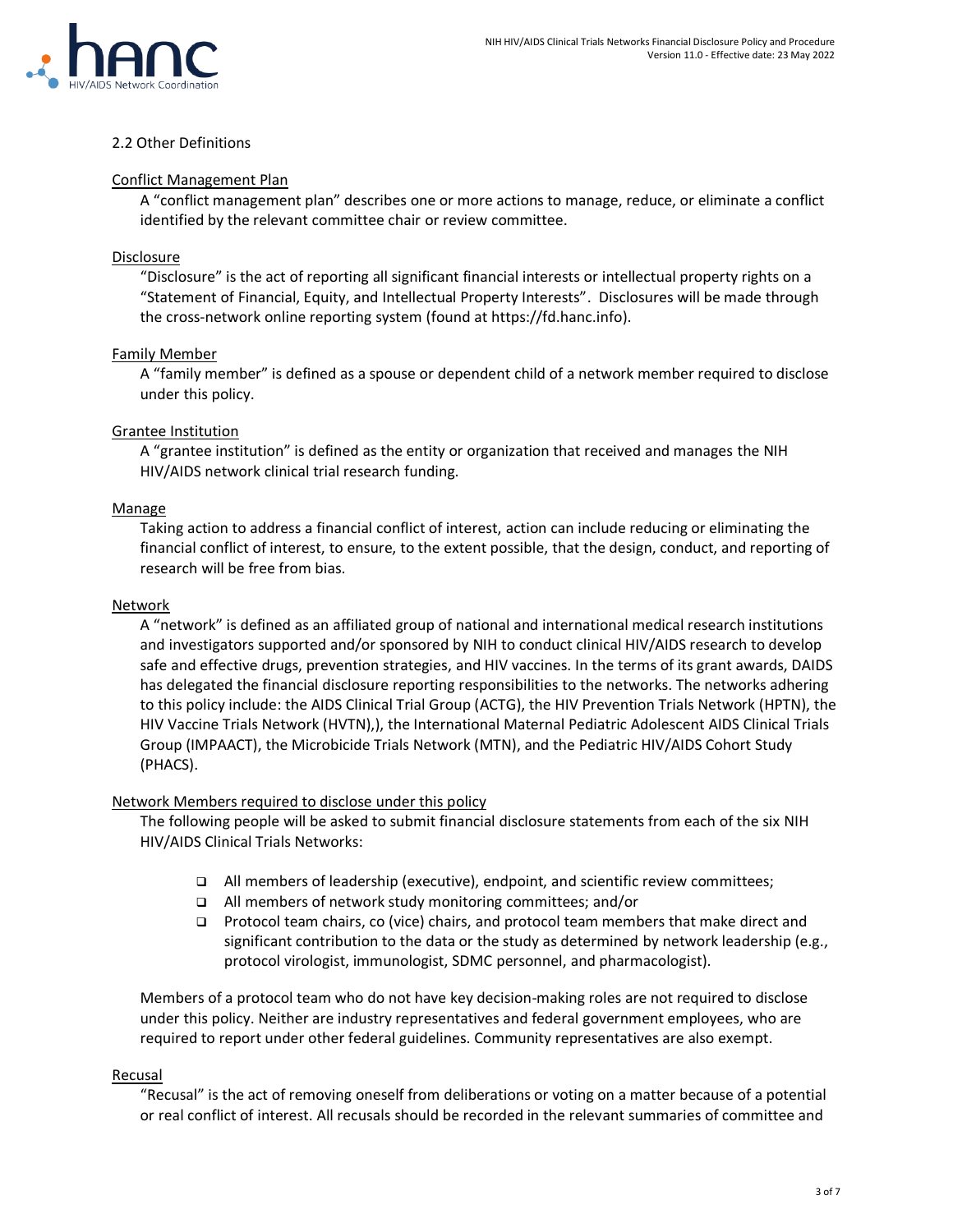## 2.2 Other Definitions

Conflict Management Plan

A "conflict management plan" describes one or more actions to manage, reduce, or eliminate a conflict identified by the relevant committee chair or review committee.

Disclosure

"Disclosure" is the act of reporting all significant financial interests or intellectual property rights on a "Statement of Financial, Equity, and Intellectual Property Interests". Disclosures will be made through the cross-network online reporting system (found at https://fd.hanc.info).

Family Member

A "family member" is defined as a spouse or dependent child of a network member required to disclose under this policy.

Grantee Institution

A "grantee institution" is defined as the entity or organization that received and manages the NIH HIV/AIDS network clinical trial research funding.

Manage

Taking action to address a financial conflict of interest, action can include reducing or eliminating the financial conflict of interest, to ensure, to the extent possible, that the design, conduct, and reporting of research will be free from bias.

Network

A "network" is defined as an affiliated group of national and international medical research institutions and investigators supported and/or sponsored by NIH to conduct clinical HIV/AIDS research to develop safe and effective drugs, prevention strategies, and HIV vaccines. In the terms of its grant awards, DAIDS has delegated the financial disclosure reporting responsibilities to the networks. The networks adhering to this policy include: the AIDS Clinical Trial Group (ACTG), the HIV Prevention Trials Network (HPTN), the HIV Vaccine Trials Network (HVTN),), the International Maternal Pediatric Adolescent AIDS Clinical Trials Group (IMPAACT), the Microbicide Trials Network (MTN), and the Pediatric HIV/AIDS Cohort Study (PHACS).

Network Members required to disclose under this policy

The following people will be asked to submit financial disclosure statements from each of the six NIH HIV/AIDS Clinical Trials Networks:

- All members of leadership (executive), endpoint, and scientific review committees;
- All members of network study monitoring committees; and/or
- Protocol team chairs, co (vice) chairs, and protocol team members that make direct and significant contribution to the data or the study as determined by network leadership (e.g., protocol virologist, immunologist, SDMC personnel, and pharmacologist).

Members of a protocol team who do not have key decision-making roles are not required to disclose under this policy. Neither are industry representatives and federal government employees, who are required to report under other federal guidelines. Community representatives are also exempt.

Recusal

"Recusal" is the act of removing oneself from deliberations or voting on a matter because of a potential or real conflict of interest. All recusals should be recorded in the relevant summaries of committee and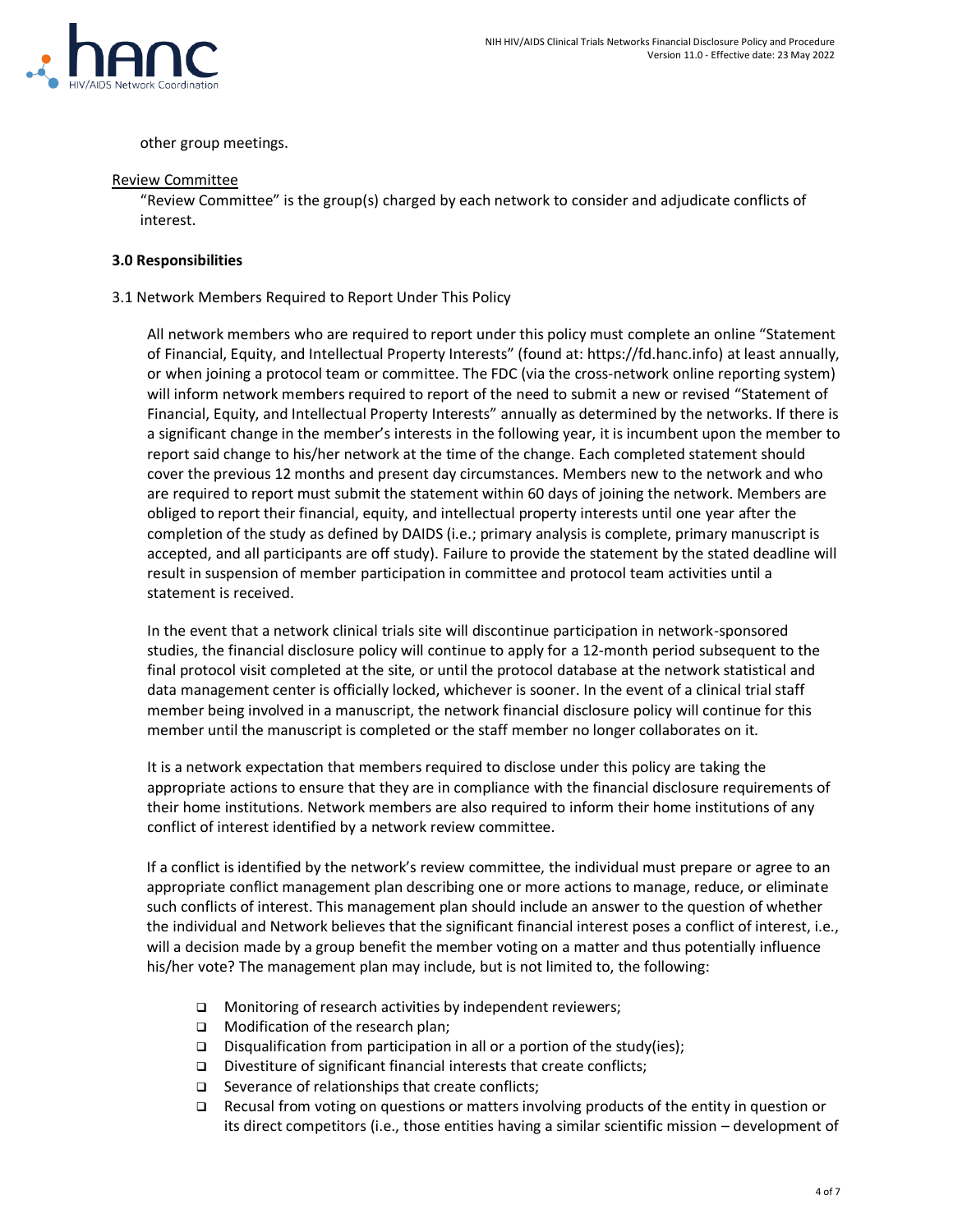other group meetings.

Review Committee

"Review Committee" is the group(s) charged by each network to consider and adjudicate conflicts of interest.

**3.0 Responsibilities**

3.1 Network Members Required to Report Under This Policy

All network members who are required to report under this policy must complete an online "Statement of Financial, Equity, and Intellectual Property Interests" (found at: https://fd.hanc.info) at least annually, or when joining a protocol team or committee. The FDC (via the cross-network online reporting system) will inform network members required to report of the need to submit a new or revised "Statement of Financial, Equity, and Intellectual Property Interests" annually as determined by the networks. If there is a significant change in the member's interests in the following year, it is incumbent upon the member to report said change to his/her network at the time of the change. Each completed statement should cover the previous 12 months and present day circumstances. Members new to the network and who are required to report must submit the statement within 60 days of joining the network. Members are obliged to report their financial, equity, and intellectual property interests until one year after the completion of the study as defined by DAIDS (i.e.; primary analysis is complete, primary manuscript is accepted, and all participants are off study). Failure to provide the statement by the stated deadline will result in suspension of member participation in committee and protocol team activities until a statement is received.

In the event that a network clinical trials site will discontinue participation in network-sponsored studies, the financial disclosure policy will continue to apply for a 12-month period subsequent to the final protocol visit completed at the site, or until the protocol database at the network statistical and data management center is officially locked, whichever is sooner. In the event of a clinical trial staff member being involved in a manuscript, the network financial disclosure policy will continue for this member until the manuscript is completed or the staff member no longer collaborates on it.

It is a network expectation that members required to disclose under this policy are taking the appropriate actions to ensure that they are in compliance with the financial disclosure requirements of their home institutions. Network members are also required to inform their home institutions of any conflict of interest identified by a network review committee.

If a conflict is identified by the network's review committee, the individual must prepare or agree to an appropriate conflict management plan describing one or more actions to manage, reduce, or eliminate such conflicts of interest. This management plan should include an answer to the question of whether the individual and Network believes that the significant financial interest poses a conflict of interest, i.e., will a decision made by a group benefit the member voting on a matter and thus potentially influence his/her vote? The management plan may include, but is not limited to, the following:

- Monitoring of research activities by independent reviewers;
- Modification of the research plan;
- Disqualification from participation in all or a portion of the study(ies);
- Divestiture of significant financial interests that create conflicts;
- Severance of relationships that create conflicts;
- Recusal from voting on questions or matters involving products of the entity in question or its direct competitors (i.e., those entities having a similar scientific mission – development of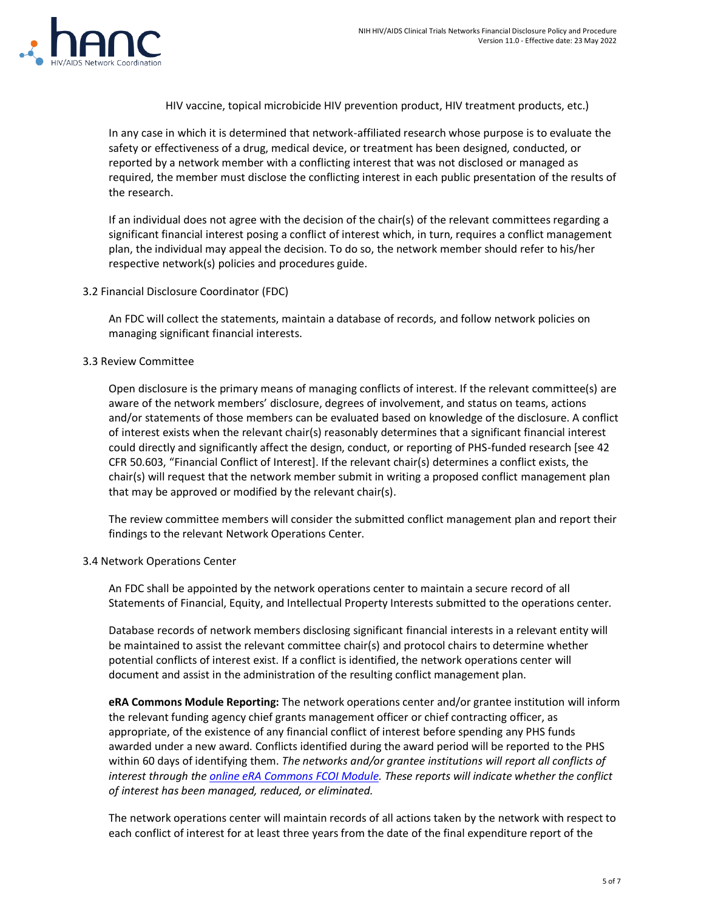HIV vaccine, topical microbicide HIV prevention product, HIV treatment products, etc.)

In any case in which it is determined that network-affiliated research whose purpose is to evaluate the safety or effectiveness of a drug, medical device, or treatment has been designed, conducted, or reported by a network member with a conflicting interest that was not disclosed or managed as required, the member must disclose the conflicting interest in each public presentation of the results of the research.

If an individual does not agree with the decision of the chair(s) of the relevant committees regarding a significant financial interest posing a conflict of interest which, in turn, requires a conflict management plan, the individual may appeal the decision. To do so, the network member should refer to his/her respective network(s) policies and procedures guide.

### 3.2 Financial Disclosure Coordinator (FDC)

An FDC will collect the statements, maintain a database of records, and follow network policies on managing significant financial interests.

### 3.3 Review Committee

Open disclosure is the primary means of managing conflicts of interest. If the relevant committee(s) are aware of the network members' disclosure, degrees of involvement, and status on teams, actions and/or statements of those members can be evaluated based on knowledge of the disclosure. A conflict of interest exists when the relevant chair(s) reasonably determines that a significant financial interest could directly and significantly affect the design, conduct, or reporting of PHS-funded research [see 42 CFR 50.603, "Financial Conflict of Interest]. If the relevant chair(s) determines a conflict exists, the chair(s) will request that the network member submit in writing a proposed conflict management plan that may be approved or modified by the relevant chair(s).

The review committee members will consider the submitted conflict management plan and report their findings to the relevant Network Operations Center.

### 3.4 Network Operations Center

An FDC shall be appointed by the network operations center to maintain a secure record of all Statements of Financial, Equity, and Intellectual Property Interests submitted to the operations center.

Database records of network members disclosing significant financial interests in a relevant entity will be maintained to assist the relevant committee chair(s) and protocol chairs to determine whether potential conflicts of interest exist. If a conflict is identified, the network operations center will document and assist in the administration of the resulting conflict management plan.

**eRA Commons Module Reporting:** The network operations center and/or grantee institution will inform the relevant funding agency chief grants management officer or chief contracting officer, as appropriate, of the existence of any financial conflict of interest before spending any PHS funds awarded under a new award. Conflicts identified during the award period will be reported to the PHS within 60 days of identifying them. *The networks and/or grantee institutions will report all conflicts of interest through the online eRA Commons FCOI Module. These reports will indicate whether the conflict of interest has been managed, reduced, or eliminated.*

The network operations center will maintain records of all actions taken by the network with respect to each conflict of interest for at least three years from the date of the final expenditure report of the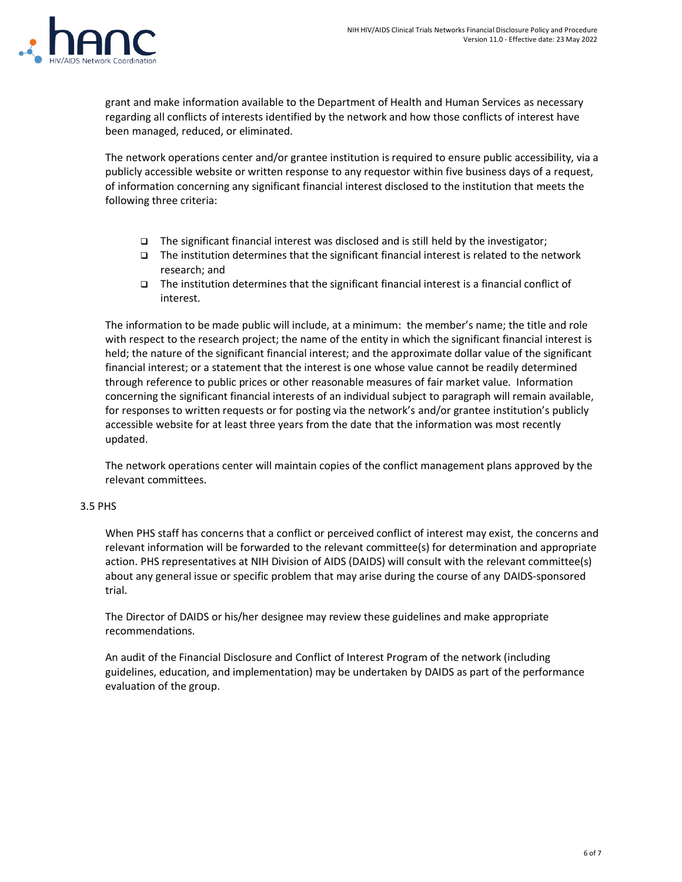grant and make information available to the Department of Health and Human Services as necessary regarding all conflicts of interests identified by the network and how those conflicts of interest have been managed, reduced, or eliminated.

The network operations center and/or grantee institution is required to ensure public accessibility, via a publicly accessible website or written response to any requestor within five business days of a request, of information concerning any significant financial interest disclosed to the institution that meets the following three criteria:

- The significant financial interest was disclosed and is still held by the investigator;
- The institution determines that the significant financial interest is related to the network research; and
- The institution determines that the significant financial interest is a financial conflict of interest.

The information to be made public will include, at a minimum: the member's name; the title and role with respect to the research project; the name of the entity in which the significant financial interest is held; the nature of the significant financial interest; and the approximate dollar value of the significant financial interest; or a statement that the interest is one whose value cannot be readily determined through reference to public prices or other reasonable measures of fair market value. Information concerning the significant financial interests of an individual subject to paragraph will remain available, for responses to written requests or for posting via the network's and/or grantee institution's publicly accessible website for at least three years from the date that the information was most recently updated.

The network operations center will maintain copies of the conflict management plans approved by the relevant committees.

### 3.5 PHS

When PHS staff has concerns that a conflict or perceived conflict of interest may exist, the concerns and relevant information will be forwarded to the relevant committee(s) for determination and appropriate action. PHS representatives at NIH Division of AIDS (DAIDS) will consult with the relevant committee(s) about any general issue or specific problem that may arise during the course of any DAIDS-sponsored trial.

The Director of DAIDS or his/her designee may review these guidelines and make appropriate recommendations.

An audit of the Financial Disclosure and Conflict of Interest Program of the network (including guidelines, education, and implementation) may be undertaken by DAIDS as part of the performance evaluation of the group.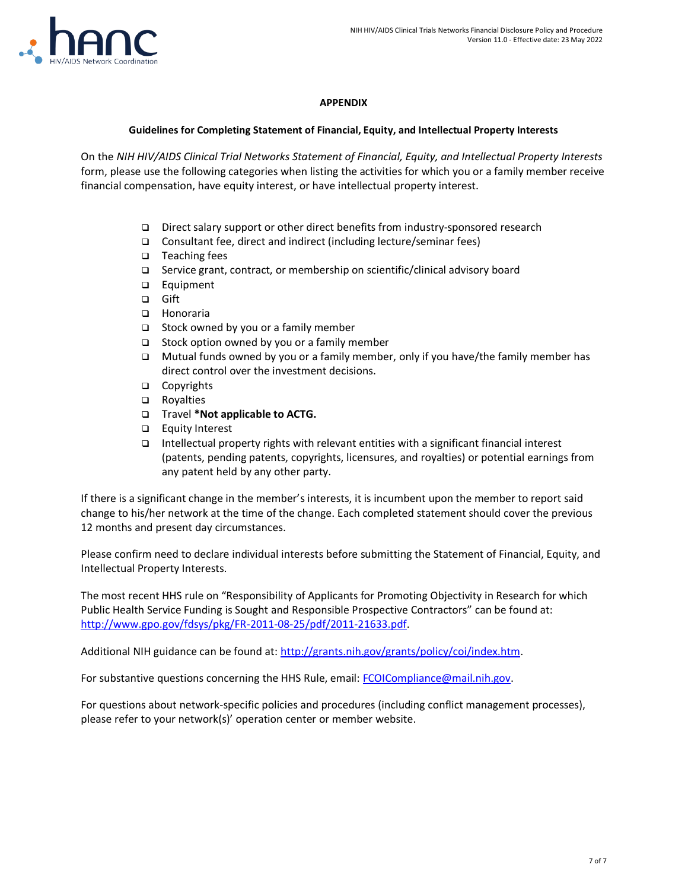## APPENDIX

### Guidelines for Completing Statement of Financial, Equity, and Intellectual Property Interests

On the *NIH HIV/AIDS Clinical Trial Networks Statement of Financial, Equity, and Intellectual Property Interests* form, please use the following categories when listing the activities for which you or a family member receive financial compensation, have equity interest, or have intellectual property interest.

- Direct salary support or other direct benefits from industry-sponsored research
- Consultant fee, direct and indirect (including lecture/seminar fees)
- Teaching fees
- Service grant, contract, or membership on scientific/clinical advisory board
- Equipment
- Gift
- Honoraria
- Stock owned by you or a family member
- Stock option owned by you or a family member
- Mutual funds owned by you or a family member, only if you have/the family member has direct control over the investment decisions.
- Copyrights
- Royalties
- Travel ***Not applicable to ACTG.**
- Equity Interest
- Intellectual property rights with relevant entities with a significant financial interest (patents, pending patents, copyrights, licensures, and royalties) or potential earnings from any patent held by any other party.

If there is a significant change in the member's interests, it is incumbent upon the member to report said change to his/her network at the time of the change. Each completed statement should cover the previous 12 months and present day circumstances.

Please confirm need to declare individual interests before submitting the Statement of Financial, Equity, and Intellectual Property Interests.

The most recent HHS rule on "Responsibility of Applicants for Promoting Objectivity in Research for which Public Health Service Funding is Sought and Responsible Prospective Contractors" can be found at: http://www.gpo.gov/fdsys/pkg/FR-2011-08-25/pdf/2011-21633.pdf.

Additional NIH guidance can be found at: http://grants.nih.gov/grants/policy/coi/index.htm.

For substantive questions concerning the HHS Rule, email: FCOICompliance@mail.nih.gov.

For questions about network-specific policies and procedures (including conflict management processes), please refer to your network(s)' operation center or member website.